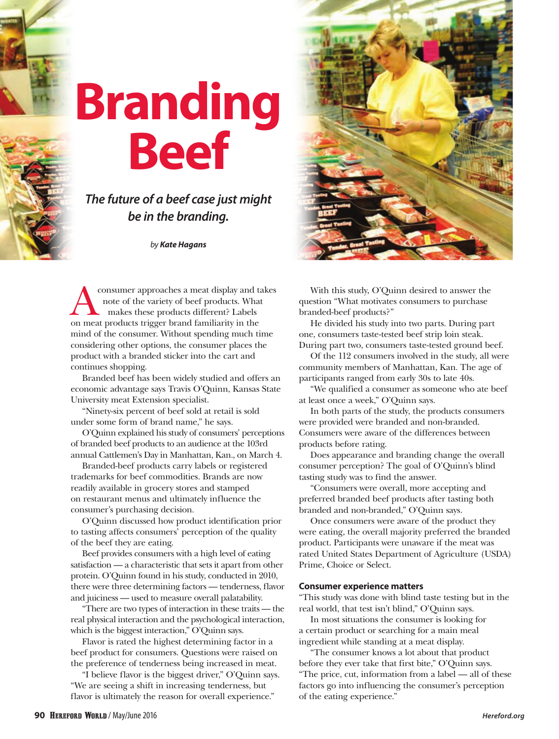# Branding Beef

*The future of a beef case just might be in the branding.*

*by* ***Kate Hagans***

A consumer approaches a meat display and takes note of the variety of beef products. What makes these products different? Labels on meat products trigger brand familiarity in the mind of the consumer. Without spending much time considering other options, the consumer places the product with a branded sticker into the cart and continues shopping.

Branded beef has been widely studied and offers an economic advantage says Travis O'Quinn, Kansas State University meat Extension specialist.

"Ninety-six percent of beef sold at retail is sold under some form of brand name," he says.

O'Quinn explained his study of consumers' perceptions of branded beef products to an audience at the 103rd annual Cattlemen's Day in Manhattan, Kan., on March 4.

Branded-beef products carry labels or registered trademarks for beef commodities. Brands are now readily available in grocery stores and stamped on restaurant menus and ultimately influence the consumer's purchasing decision.

O'Quinn discussed how product identification prior to tasting affects consumers' perception of the quality of the beef they are eating.

Beef provides consumers with a high level of eating satisfaction — a characteristic that sets it apart from other protein. O'Quinn found in his study, conducted in 2010, there were three determining factors — tenderness, flavor and juiciness — used to measure overall palatability.

"There are two types of interaction in these traits — the real physical interaction and the psychological interaction, which is the biggest interaction," O'Quinn says.

Flavor is rated the highest determining factor in a beef product for consumers. Questions were raised on the preference of tenderness being increased in meat.

"I believe flavor is the biggest driver," O'Quinn says. "We are seeing a shift in increasing tenderness, but flavor is ultimately the reason for overall experience."

With this study, O'Quinn desired to answer the question "What motivates consumers to purchase branded-beef products?"

He divided his study into two parts. During part one, consumers taste-tested beef strip loin steak. During part two, consumers taste-tested ground beef.

Of the 112 consumers involved in the study, all were community members of Manhattan, Kan. The age of participants ranged from early 30s to late 40s.

"We qualified a consumer as someone who ate beef at least once a week," O'Quinn says.

In both parts of the study, the products consumers were provided were branded and non-branded. Consumers were aware of the differences between products before rating.

Does appearance and branding change the overall consumer perception? The goal of O'Quinn's blind tasting study was to find the answer.

"Consumers were overall, more accepting and preferred branded beef products after tasting both branded and non-branded," O'Quinn says.

Once consumers were aware of the product they were eating, the overall majority preferred the branded product. Participants were unaware if the meat was rated United States Department of Agriculture (USDA) Prime, Choice or Select.

### Consumer experience matters

"This study was done with blind taste testing but in the real world, that test isn't blind," O'Quinn says.

In most situations the consumer is looking for a certain product or searching for a main meal ingredient while standing at a meat display.

"The consumer knows a lot about that product before they ever take that first bite," O'Quinn says. "The price, cut, information from a label — all of these factors go into influencing the consumer's perception of the eating experience."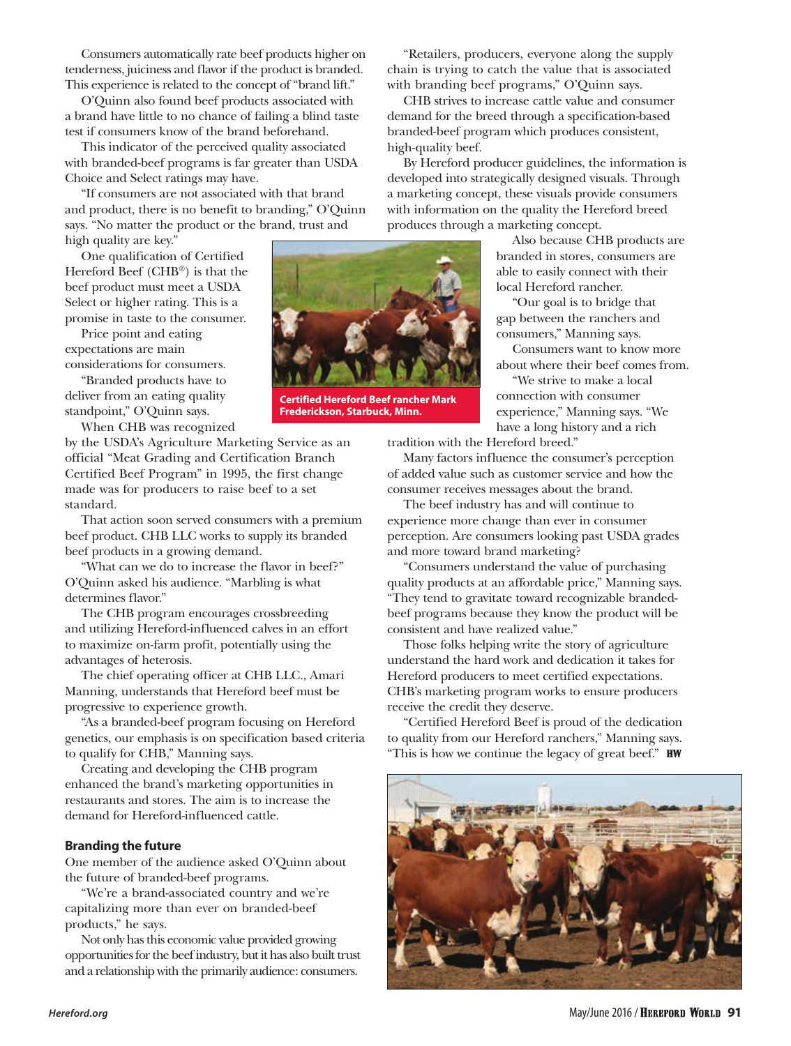Consumers automatically rate beef products higher on tenderness, juiciness and flavor if the product is branded. This experience is related to the concept of "brand lift."

O'Quinn also found beef products associated with a brand have little to no chance of failing a blind taste test if consumers know of the brand beforehand.

This indicator of the perceived quality associated with branded-beef programs is far greater than USDA Choice and Select ratings may have.

"If consumers are not associated with that brand and product, there is no benefit to branding," O'Quinn says. "No matter the product or the brand, trust and high quality are key."

One qualification of Certified Hereford Beef (CHB®) is that the beef product must meet a USDA Select or higher rating. This is a promise in taste to the consumer.

Price point and eating expectations are main considerations for consumers.

"Branded products have to deliver from an eating quality standpoint," O'Quinn says.

When CHB was recognized by the USDA's Agriculture Marketing Service as an official "Meat Grading and Certification Branch Certified Beef Program" in 1995, the first change made was for producers to raise beef to a set standard.

That action soon served consumers with a premium beef product. CHB LLC works to supply its branded beef products in a growing demand.

"What can we do to increase the flavor in beef?" O'Quinn asked his audience. "Marbling is what determines flavor."

The CHB program encourages crossbreeding and utilizing Hereford-influenced calves in an effort to maximize on-farm profit, potentially using the advantages of heterosis.

The chief operating officer at CHB LLC., Amari Manning, understands that Hereford beef must be progressive to experience growth.

"As a branded-beef program focusing on Hereford genetics, our emphasis is on specification based criteria to qualify for CHB," Manning says.

Creating and developing the CHB program enhanced the brand's marketing opportunities in restaurants and stores. The aim is to increase the demand for Hereford-influenced cattle.

**Branding the future**

One member of the audience asked O'Quinn about the future of branded-beef programs.

"We're a brand-associated country and we're capitalizing more than ever on branded-beef products," he says.

Not only has this economic value provided growing opportunities for the beef industry, but it has also built trust and a relationship with the primarily audience: consumers.

"Retailers, producers, everyone along the supply chain is trying to catch the value that is associated with branding beef programs," O'Quinn says.

CHB strives to increase cattle value and consumer demand for the breed through a specification-based branded-beef program which produces consistent, high-quality beef.

By Hereford producer guidelines, the information is developed into strategically designed visuals. Through a marketing concept, these visuals provide consumers with information on the quality the Hereford breed produces through a marketing concept.

Certified Hereford Beef rancher Mark Frederickson, Starbuck, Minn.

Also because CHB products are branded in stores, consumers are able to easily connect with their local Hereford rancher.

"Our goal is to bridge that gap between the ranchers and consumers," Manning says.

Consumers want to know more about where their beef comes from.

"We strive to make a local connection with consumer experience," Manning says. "We have a long history and a rich tradition with the Hereford breed."

Many factors influence the consumer's perception of added value such as customer service and how the consumer receives messages about the brand.

The beef industry has and will continue to experience more change than ever in consumer perception. Are consumers looking past USDA grades and more toward brand marketing?

"Consumers understand the value of purchasing quality products at an affordable price," Manning says. "They tend to gravitate toward recognizable branded-beef programs because they know the product will be consistent and have realized value."

Those folks helping write the story of agriculture understand the hard work and dedication it takes for Hereford producers to meet certified expectations. CHB's marketing program works to ensure producers receive the credit they deserve.

"Certified Hereford Beef is proud of the dedication to quality from our Hereford ranchers," Manning says. "This is how we continue the legacy of great beef." **HW**